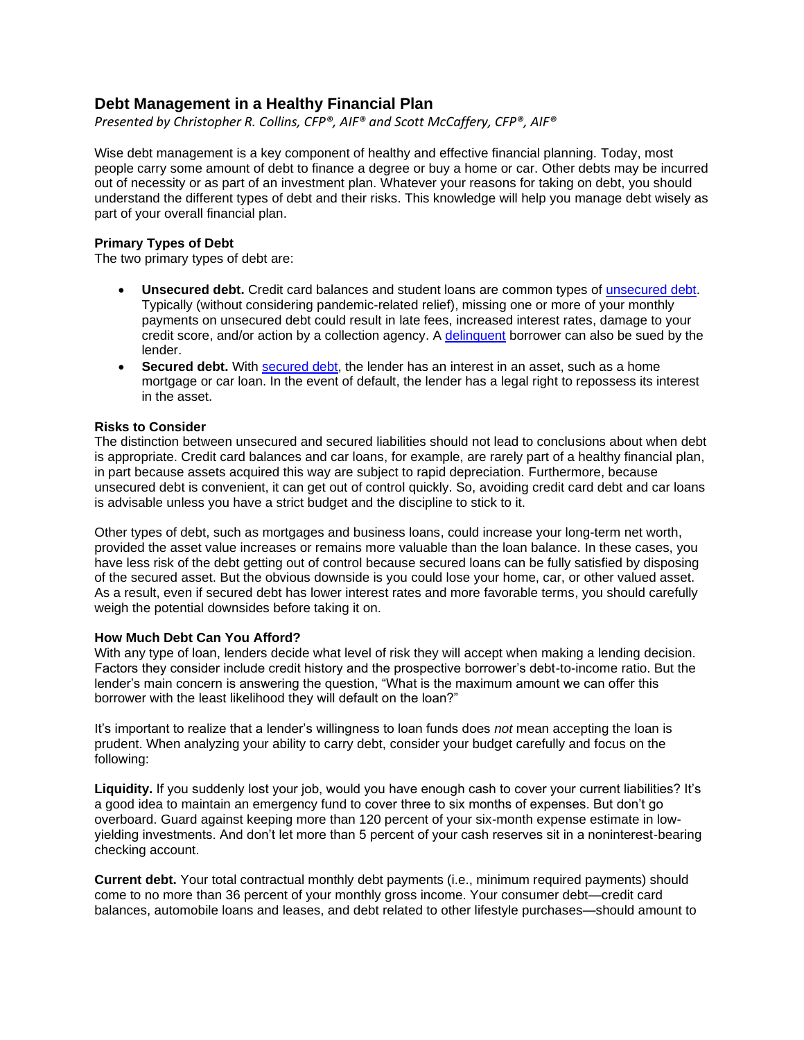# Debt Management in a Healthy Financial Plan

*Presented by Christopher R. Collins, CFP®, AIF® and Scott McCaffery, CFP®, AIF®*

Wise debt management is a key component of healthy and effective financial planning. Today, most people carry some amount of debt to finance a degree or buy a home or car. Other debts may be incurred out of necessity or as part of an investment plan. Whatever your reasons for taking on debt, you should understand the different types of debt and their risks. This knowledge will help you manage debt wisely as part of your overall financial plan.

### Primary Types of Debt

The two primary types of debt are:

- **Unsecured debt.** Credit card balances and student loans are common types of unsecured debt. Typically (without considering pandemic-related relief), missing one or more of your monthly payments on unsecured debt could result in late fees, increased interest rates, damage to your credit score, and/or action by a collection agency. A delinquent borrower can also be sued by the lender.
- **Secured debt.** With secured debt, the lender has an interest in an asset, such as a home mortgage or car loan. In the event of default, the lender has a legal right to repossess its interest in the asset.

### Risks to Consider

The distinction between unsecured and secured liabilities should not lead to conclusions about when debt is appropriate. Credit card balances and car loans, for example, are rarely part of a healthy financial plan, in part because assets acquired this way are subject to rapid depreciation. Furthermore, because unsecured debt is convenient, it can get out of control quickly. So, avoiding credit card debt and car loans is advisable unless you have a strict budget and the discipline to stick to it.

Other types of debt, such as mortgages and business loans, could increase your long-term net worth, provided the asset value increases or remains more valuable than the loan balance. In these cases, you have less risk of the debt getting out of control because secured loans can be fully satisfied by disposing of the secured asset. But the obvious downside is you could lose your home, car, or other valued asset. As a result, even if secured debt has lower interest rates and more favorable terms, you should carefully weigh the potential downsides before taking it on.

### How Much Debt Can You Afford?

With any type of loan, lenders decide what level of risk they will accept when making a lending decision. Factors they consider include credit history and the prospective borrower's debt-to-income ratio. But the lender's main concern is answering the question, "What is the maximum amount we can offer this borrower with the least likelihood they will default on the loan?"

It's important to realize that a lender's willingness to loan funds does *not* mean accepting the loan is prudent. When analyzing your ability to carry debt, consider your budget carefully and focus on the following:

**Liquidity.** If you suddenly lost your job, would you have enough cash to cover your current liabilities? It's a good idea to maintain an emergency fund to cover three to six months of expenses. But don't go overboard. Guard against keeping more than 120 percent of your six-month expense estimate in low-yielding investments. And don't let more than 5 percent of your cash reserves sit in a noninterest-bearing checking account.

**Current debt.** Your total contractual monthly debt payments (i.e., minimum required payments) should come to no more than 36 percent of your monthly gross income. Your consumer debt—credit card balances, automobile loans and leases, and debt related to other lifestyle purchases—should amount to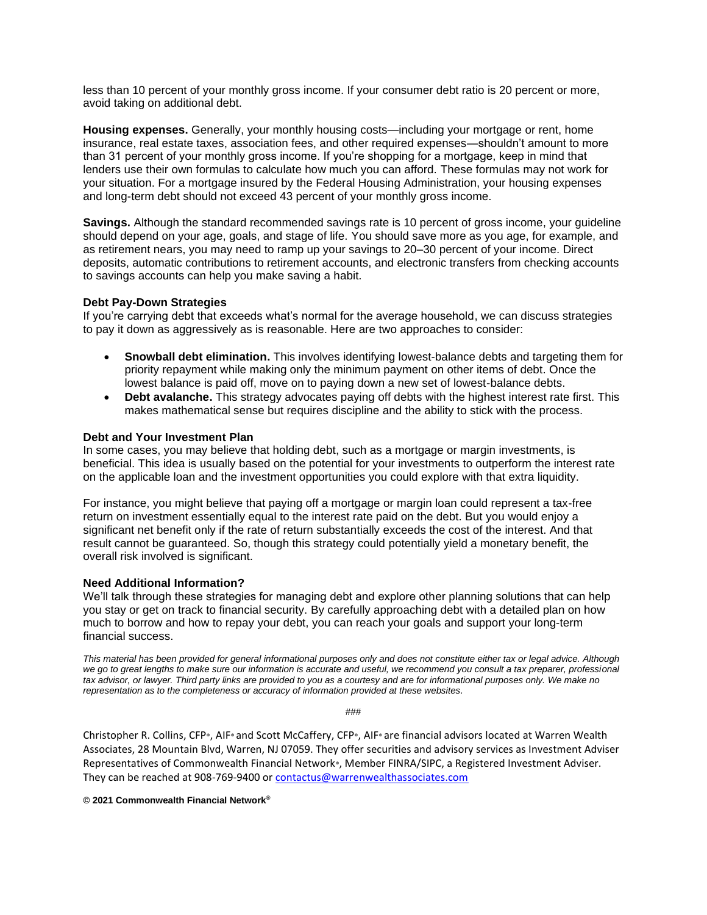less than 10 percent of your monthly gross income. If your consumer debt ratio is 20 percent or more, avoid taking on additional debt.

**Housing expenses.** Generally, your monthly housing costs—including your mortgage or rent, home insurance, real estate taxes, association fees, and other required expenses—shouldn't amount to more than 31 percent of your monthly gross income. If you're shopping for a mortgage, keep in mind that lenders use their own formulas to calculate how much you can afford. These formulas may not work for your situation. For a mortgage insured by the Federal Housing Administration, your housing expenses and long-term debt should not exceed 43 percent of your monthly gross income.

**Savings.** Although the standard recommended savings rate is 10 percent of gross income, your guideline should depend on your age, goals, and stage of life. You should save more as you age, for example, and as retirement nears, you may need to ramp up your savings to 20–30 percent of your income. Direct deposits, automatic contributions to retirement accounts, and electronic transfers from checking accounts to savings accounts can help you make saving a habit.

### Debt Pay-Down Strategies

If you're carrying debt that exceeds what's normal for the average household, we can discuss strategies to pay it down as aggressively as is reasonable. Here are two approaches to consider:

- **Snowball debt elimination.** This involves identifying lowest-balance debts and targeting them for priority repayment while making only the minimum payment on other items of debt. Once the lowest balance is paid off, move on to paying down a new set of lowest-balance debts.
- **Debt avalanche.** This strategy advocates paying off debts with the highest interest rate first. This makes mathematical sense but requires discipline and the ability to stick with the process.

### Debt and Your Investment Plan

In some cases, you may believe that holding debt, such as a mortgage or margin investments, is beneficial. This idea is usually based on the potential for your investments to outperform the interest rate on the applicable loan and the investment opportunities you could explore with that extra liquidity.

For instance, you might believe that paying off a mortgage or margin loan could represent a tax-free return on investment essentially equal to the interest rate paid on the debt. But you would enjoy a significant net benefit only if the rate of return substantially exceeds the cost of the interest. And that result cannot be guaranteed. So, though this strategy could potentially yield a monetary benefit, the overall risk involved is significant.

### Need Additional Information?

We'll talk through these strategies for managing debt and explore other planning solutions that can help you stay or get on track to financial security. By carefully approaching debt with a detailed plan on how much to borrow and how to repay your debt, you can reach your goals and support your long-term financial success.

*This material has been provided for general informational purposes only and does not constitute either tax or legal advice. Although we go to great lengths to make sure our information is accurate and useful, we recommend you consult a tax preparer, professional tax advisor, or lawyer. Third party links are provided to you as a courtesy and are for informational purposes only. We make no representation as to the completeness or accuracy of information provided at these websites.*

###

Christopher R. Collins, CFP®, AIF® and Scott McCaffery, CFP®, AIF® are financial advisors located at Warren Wealth Associates, 28 Mountain Blvd, Warren, NJ 07059. They offer securities and advisory services as Investment Adviser Representatives of Commonwealth Financial Network®, Member FINRA/SIPC, a Registered Investment Adviser. They can be reached at 908-769-9400 or contactus@warrenwealthassociates.com

**© 2021 Commonwealth Financial Network®**